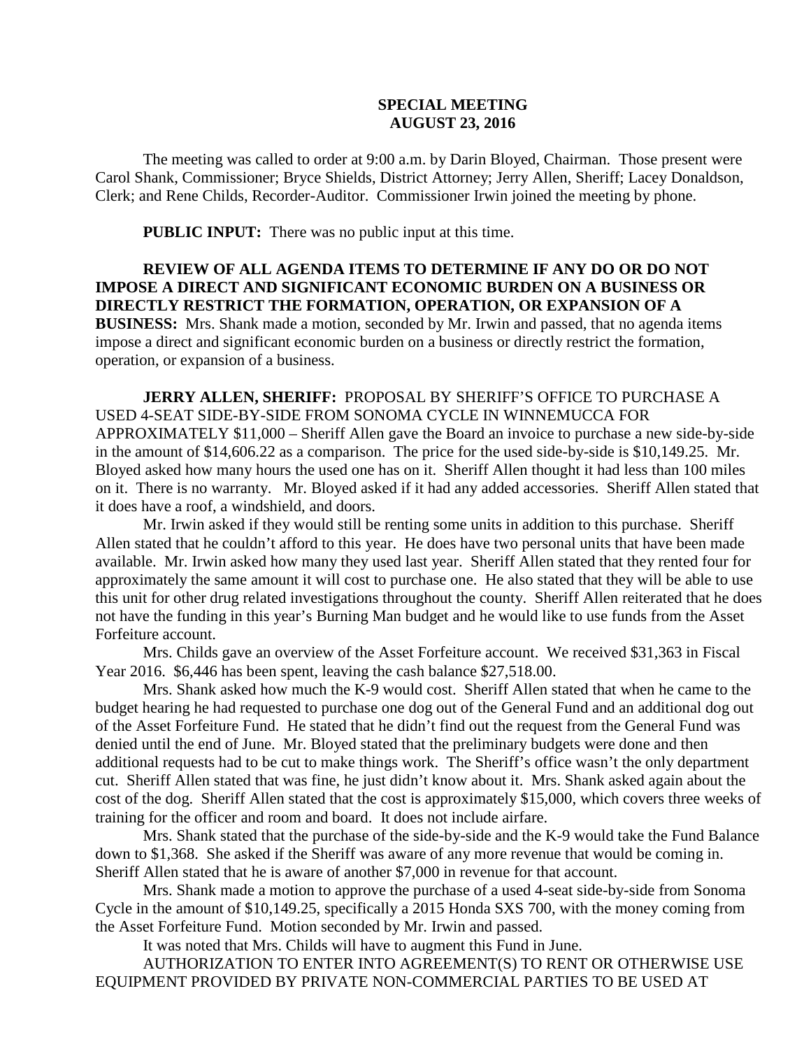# SPECIAL MEETING
# AUGUST 23, 2016

The meeting was called to order at 9:00 a.m. by Darin Bloyed, Chairman. Those present were Carol Shank, Commissioner; Bryce Shields, District Attorney; Jerry Allen, Sheriff; Lacey Donaldson, Clerk; and Rene Childs, Recorder-Auditor. Commissioner Irwin joined the meeting by phone.

**PUBLIC INPUT:** There was no public input at this time.

**REVIEW OF ALL AGENDA ITEMS TO DETERMINE IF ANY DO OR DO NOT IMPOSE A DIRECT AND SIGNIFICANT ECONOMIC BURDEN ON A BUSINESS OR DIRECTLY RESTRICT THE FORMATION, OPERATION, OR EXPANSION OF A BUSINESS:** Mrs. Shank made a motion, seconded by Mr. Irwin and passed, that no agenda items impose a direct and significant economic burden on a business or directly restrict the formation, operation, or expansion of a business.

**JERRY ALLEN, SHERIFF:** PROPOSAL BY SHERIFF'S OFFICE TO PURCHASE A USED 4-SEAT SIDE-BY-SIDE FROM SONOMA CYCLE IN WINNEMUCCA FOR APPROXIMATELY $11,000 – Sheriff Allen gave the Board an invoice to purchase a new side-by-side in the amount of $14,606.22 as a comparison. The price for the used side-by-side is $10,149.25. Mr. Bloyed asked how many hours the used one has on it. Sheriff Allen thought it had less than 100 miles on it. There is no warranty. Mr. Bloyed asked if it had any added accessories. Sheriff Allen stated that it does have a roof, a windshield, and doors.

Mr. Irwin asked if they would still be renting some units in addition to this purchase. Sheriff Allen stated that he couldn't afford to this year. He does have two personal units that have been made available. Mr. Irwin asked how many they used last year. Sheriff Allen stated that they rented four for approximately the same amount it will cost to purchase one. He also stated that they will be able to use this unit for other drug related investigations throughout the county. Sheriff Allen reiterated that he does not have the funding in this year's Burning Man budget and he would like to use funds from the Asset Forfeiture account.

Mrs. Childs gave an overview of the Asset Forfeiture account. We received $31,363 in Fiscal Year 2016. $6,446 has been spent, leaving the cash balance $27,518.00.

Mrs. Shank asked how much the K-9 would cost. Sheriff Allen stated that when he came to the budget hearing he had requested to purchase one dog out of the General Fund and an additional dog out of the Asset Forfeiture Fund. He stated that he didn't find out the request from the General Fund was denied until the end of June. Mr. Bloyed stated that the preliminary budgets were done and then additional requests had to be cut to make things work. The Sheriff's office wasn't the only department cut. Sheriff Allen stated that was fine, he just didn't know about it. Mrs. Shank asked again about the cost of the dog. Sheriff Allen stated that the cost is approximately $15,000, which covers three weeks of training for the officer and room and board. It does not include airfare.

Mrs. Shank stated that the purchase of the side-by-side and the K-9 would take the Fund Balance down to $1,368. She asked if the Sheriff was aware of any more revenue that would be coming in. Sheriff Allen stated that he is aware of another $7,000 in revenue for that account.

Mrs. Shank made a motion to approve the purchase of a used 4-seat side-by-side from Sonoma Cycle in the amount of $10,149.25, specifically a 2015 Honda SXS 700, with the money coming from the Asset Forfeiture Fund. Motion seconded by Mr. Irwin and passed.

It was noted that Mrs. Childs will have to augment this Fund in June.

AUTHORIZATION TO ENTER INTO AGREEMENT(S) TO RENT OR OTHERWISE USE EQUIPMENT PROVIDED BY PRIVATE NON-COMMERCIAL PARTIES TO BE USED AT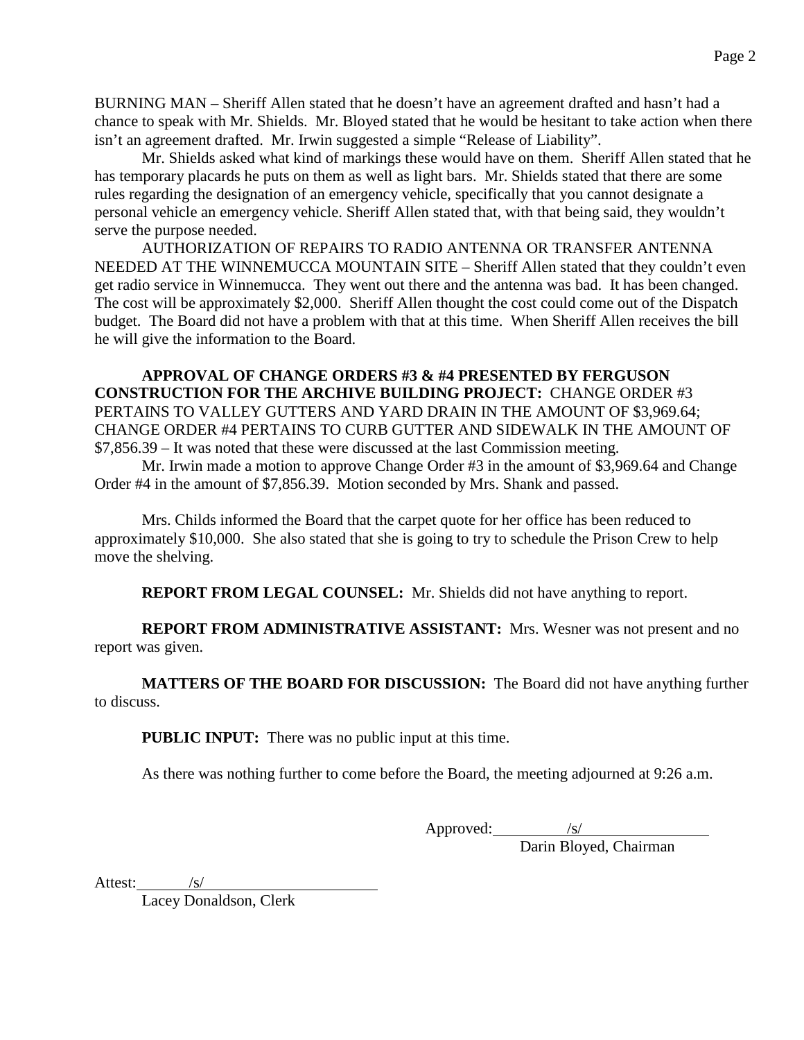BURNING MAN – Sheriff Allen stated that he doesn't have an agreement drafted and hasn't had a chance to speak with Mr. Shields. Mr. Bloyed stated that he would be hesitant to take action when there isn't an agreement drafted. Mr. Irwin suggested a simple "Release of Liability".

Mr. Shields asked what kind of markings these would have on them. Sheriff Allen stated that he has temporary placards he puts on them as well as light bars. Mr. Shields stated that there are some rules regarding the designation of an emergency vehicle, specifically that you cannot designate a personal vehicle an emergency vehicle. Sheriff Allen stated that, with that being said, they wouldn't serve the purpose needed.

AUTHORIZATION OF REPAIRS TO RADIO ANTENNA OR TRANSFER ANTENNA NEEDED AT THE WINNEMUCCA MOUNTAIN SITE – Sheriff Allen stated that they couldn't even get radio service in Winnemucca. They went out there and the antenna was bad. It has been changed. The cost will be approximately $2,000. Sheriff Allen thought the cost could come out of the Dispatch budget. The Board did not have a problem with that at this time. When Sheriff Allen receives the bill he will give the information to the Board.

**APPROVAL OF CHANGE ORDERS #3 & #4 PRESENTED BY FERGUSON CONSTRUCTION FOR THE ARCHIVE BUILDING PROJECT:** CHANGE ORDER #3 PERTAINS TO VALLEY GUTTERS AND YARD DRAIN IN THE AMOUNT OF $3,969.64; CHANGE ORDER #4 PERTAINS TO CURB GUTTER AND SIDEWALK IN THE AMOUNT OF $7,856.39 – It was noted that these were discussed at the last Commission meeting.

Mr. Irwin made a motion to approve Change Order #3 in the amount of $3,969.64 and Change Order #4 in the amount of $7,856.39. Motion seconded by Mrs. Shank and passed.

Mrs. Childs informed the Board that the carpet quote for her office has been reduced to approximately $10,000. She also stated that she is going to try to schedule the Prison Crew to help move the shelving.

**REPORT FROM LEGAL COUNSEL:** Mr. Shields did not have anything to report.

**REPORT FROM ADMINISTRATIVE ASSISTANT:** Mrs. Wesner was not present and no report was given.

**MATTERS OF THE BOARD FOR DISCUSSION:** The Board did not have anything further to discuss.

**PUBLIC INPUT:** There was no public input at this time.

As there was nothing further to come before the Board, the meeting adjourned at 9:26 a.m.

Approved: /s/
Darin Bloyed, Chairman

Attest: /s/
Lacey Donaldson, Clerk